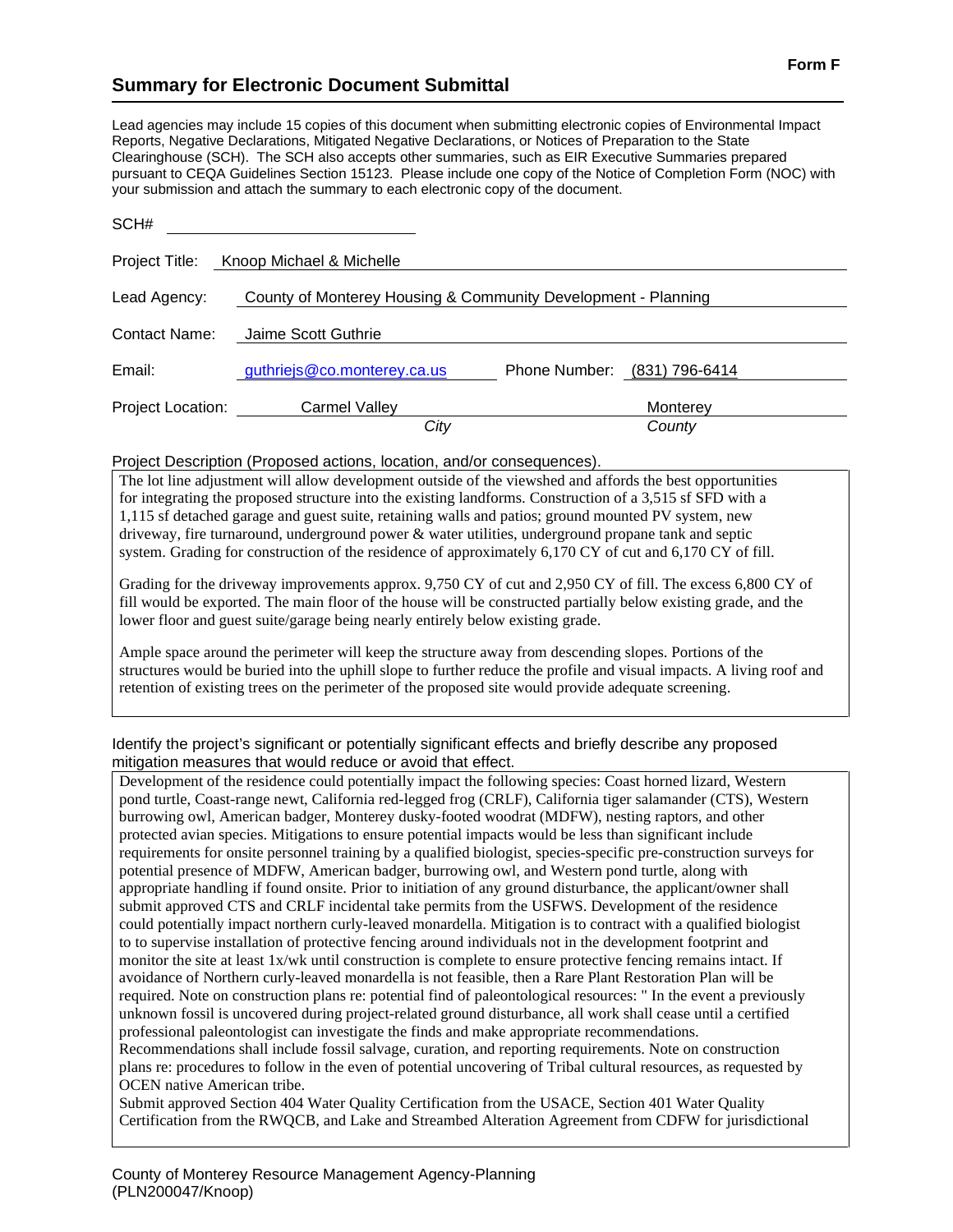**Form F**

## Summary for Electronic Document Submittal

Lead agencies may include 15 copies of this document when submitting electronic copies of Environmental Impact Reports, Negative Declarations, Mitigated Negative Declarations, or Notices of Preparation to the State Clearinghouse (SCH). The SCH also accepts other summaries, such as EIR Executive Summaries prepared pursuant to CEQA Guidelines Section 15123. Please include one copy of the Notice of Completion Form (NOC) with your submission and attach the summary to each electronic copy of the document.

SCH# ____________________

Project Title: Knoop Michael & Michelle

Lead Agency: County of Monterey Housing & Community Development - Planning

Contact Name: Jaime Scott Guthrie

Email: guthriejs@co.monterey.ca.us Phone Number: (831) 796-6414

Project Location: Carmel Valley (*City*) Monterey (*County*)

Project Description (Proposed actions, location, and/or consequences).

The lot line adjustment will allow development outside of the viewshed and affords the best opportunities for integrating the proposed structure into the existing landforms. Construction of a 3,515 sf SFD with a 1,115 sf detached garage and guest suite, retaining walls and patios; ground mounted PV system, new driveway, fire turnaround, underground power & water utilities, underground propane tank and septic system. Grading for construction of the residence of approximately 6,170 CY of cut and 6,170 CY of fill.

Grading for the driveway improvements approx. 9,750 CY of cut and 2,950 CY of fill. The excess 6,800 CY of fill would be exported. The main floor of the house will be constructed partially below existing grade, and the lower floor and guest suite/garage being nearly entirely below existing grade.

Ample space around the perimeter will keep the structure away from descending slopes. Portions of the structures would be buried into the uphill slope to further reduce the profile and visual impacts. A living roof and retention of existing trees on the perimeter of the proposed site would provide adequate screening.

Identify the project's significant or potentially significant effects and briefly describe any proposed mitigation measures that would reduce or avoid that effect.

Development of the residence could potentially impact the following species: Coast horned lizard, Western pond turtle, Coast-range newt, California red-legged frog (CRLF), California tiger salamander (CTS), Western burrowing owl, American badger, Monterey dusky-footed woodrat (MDFW), nesting raptors, and other protected avian species. Mitigations to ensure potential impacts would be less than significant include requirements for onsite personnel training by a qualified biologist, species-specific pre-construction surveys for potential presence of MDFW, American badger, burrowing owl, and Western pond turtle, along with appropriate handling if found onsite. Prior to initiation of any ground disturbance, the applicant/owner shall submit approved CTS and CRLF incidental take permits from the USFWS. Development of the residence could potentially impact northern curly-leaved monardella. Mitigation is to contract with a qualified biologist to to supervise installation of protective fencing around individuals not in the development footprint and monitor the site at least 1x/wk until construction is complete to ensure protective fencing remains intact. If avoidance of Northern curly-leaved monardella is not feasible, then a Rare Plant Restoration Plan will be required. Note on construction plans re: potential find of paleontological resources: " In the event a previously unknown fossil is uncovered during project-related ground disturbance, all work shall cease until a certified professional paleontologist can investigate the finds and make appropriate recommendations. Recommendations shall include fossil salvage, curation, and reporting requirements. Note on construction plans re: procedures to follow in the even of potential uncovering of Tribal cultural resources, as requested by OCEN native American tribe.
Submit approved Section 404 Water Quality Certification from the USACE, Section 401 Water Quality Certification from the RWQCB, and Lake and Streambed Alteration Agreement from CDFW for jurisdictional

County of Monterey Resource Management Agency-Planning
(PLN200047/Knoop)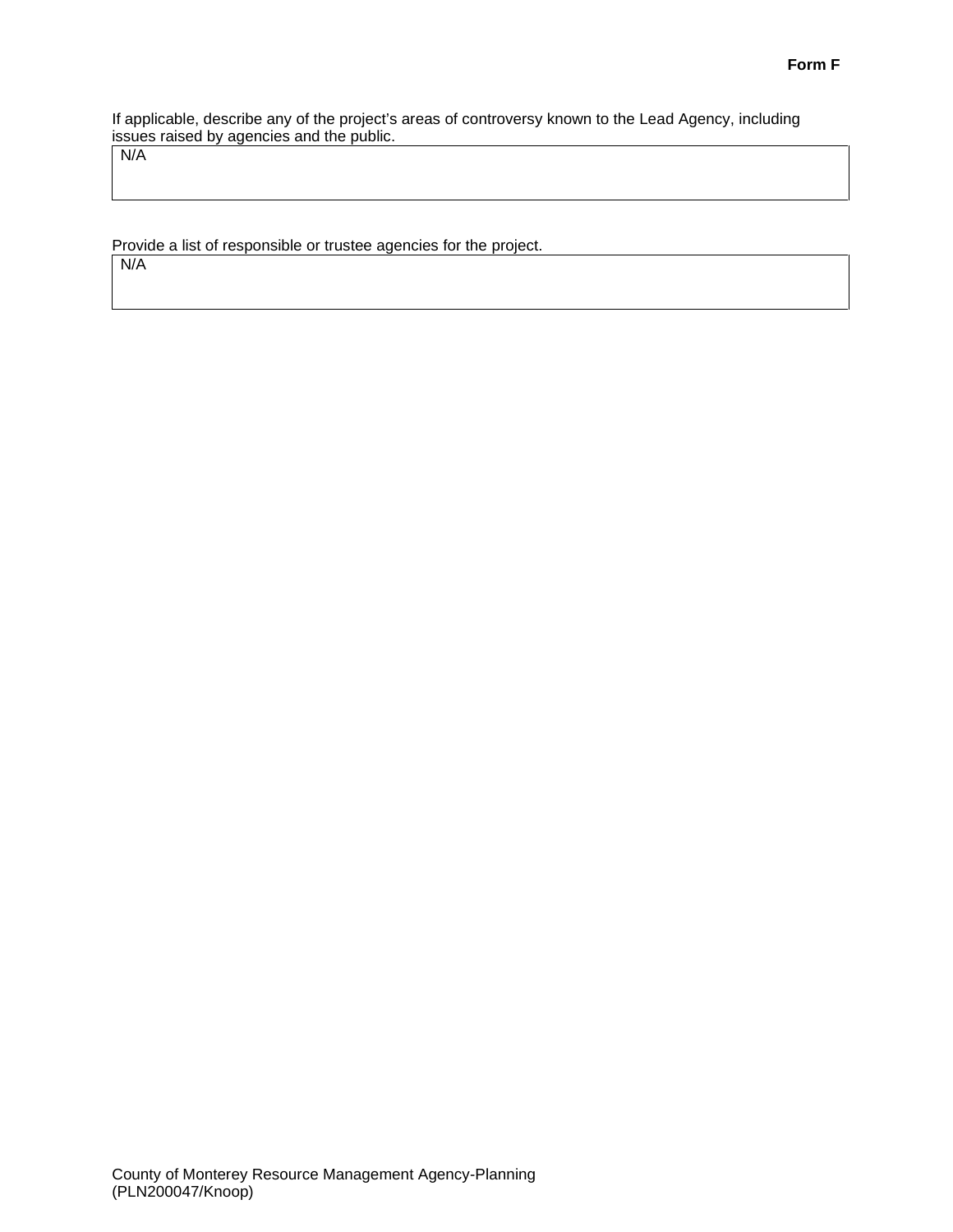**Form F**

If applicable, describe any of the project's areas of controversy known to the Lead Agency, including issues raised by agencies and the public.

| |
|---|
| N/A |

Provide a list of responsible or trustee agencies for the project.

| |
|---|
| N/A |

County of Monterey Resource Management Agency-Planning
(PLN200047/Knoop)